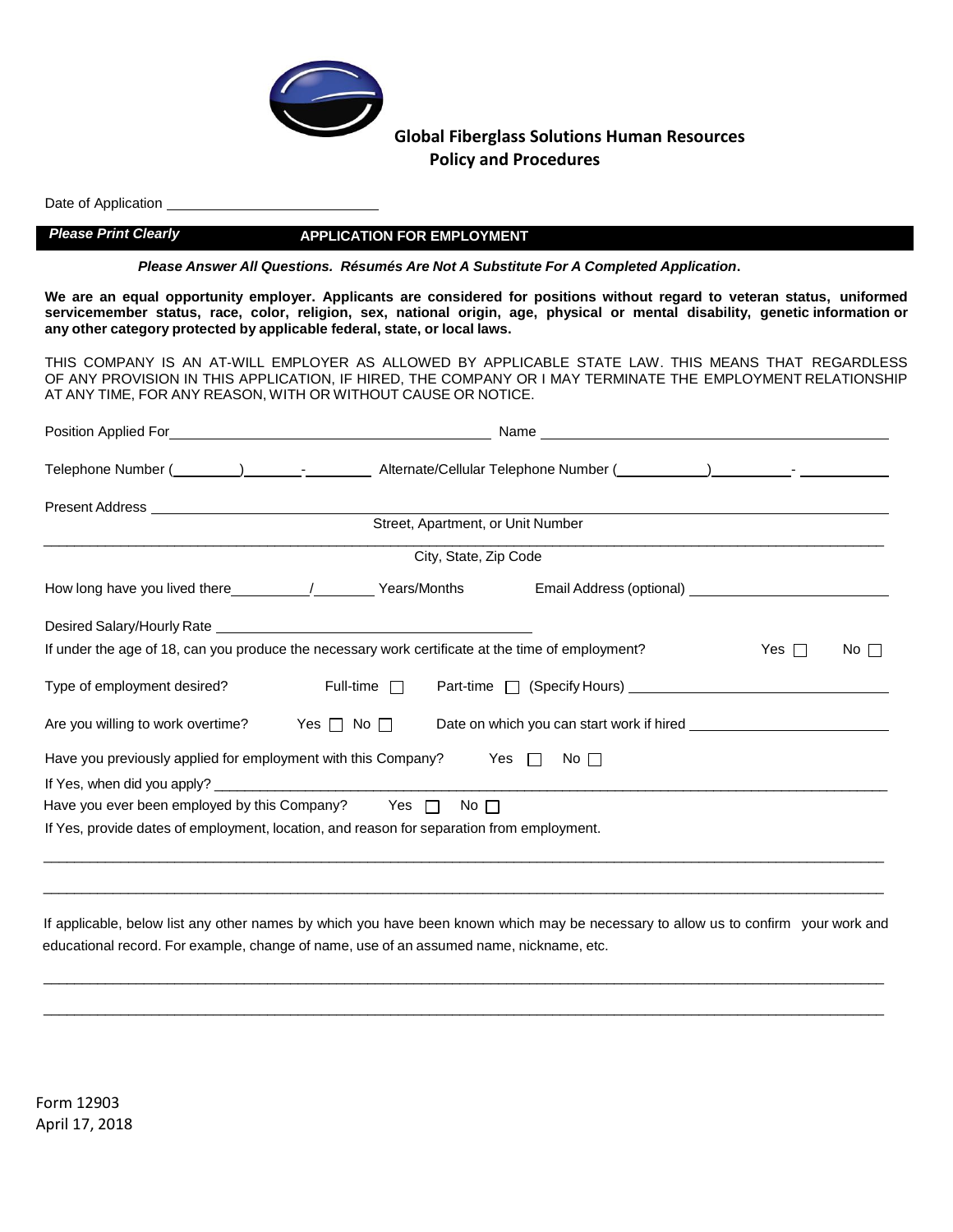**Global Fiberglass Solutions Human Resources**
**Policy and Procedures**

Date of Application ______________________

***Please Print Clearly*** **APPLICATION FOR EMPLOYMENT**

***Please Answer All Questions. Résumés Are Not A Substitute For A Completed Application.***

**We are an equal opportunity employer. Applicants are considered for positions without regard to veteran status, uniformed servicemember status, race, color, religion, sex, national origin, age, physical or mental disability, genetic information or any other category protected by applicable federal, state, or local laws.**

THIS COMPANY IS AN AT-WILL EMPLOYER AS ALLOWED BY APPLICABLE STATE LAW. THIS MEANS THAT REGARDLESS OF ANY PROVISION IN THIS APPLICATION, IF HIRED, THE COMPANY OR I MAY TERMINATE THE EMPLOYMENT RELATIONSHIP AT ANY TIME, FOR ANY REASON, WITH OR WITHOUT CAUSE OR NOTICE.

Position Applied For ______________________ Name ______________________

Telephone Number (______) ______-______ Alternate/Cellular Telephone Number (______) ______-______

Present Address ____________________________________________
Street, Apartment, or Unit Number

____________________________________________
City, State, Zip Code

How long have you lived there ______/______ Years/Months Email Address (optional) ______________________

Desired Salary/Hourly Rate ______________________

If under the age of 18, can you produce the necessary work certificate at the time of employment? Yes ☐ No ☐

Type of employment desired? Full-time ☐ Part-time ☐ (Specify Hours) ______________________

Are you willing to work overtime? Yes ☐ No ☐ Date on which you can start work if hired ______________________

Have you previously applied for employment with this Company? Yes ☐ No ☐

If Yes, when did you apply? ______________________

Have you ever been employed by this Company? Yes ☐ No ☐

If Yes, provide dates of employment, location, and reason for separation from employment.

____________________________________________

____________________________________________

If applicable, below list any other names by which you have been known which may be necessary to allow us to confirm your work and educational record. For example, change of name, use of an assumed name, nickname, etc.

____________________________________________

____________________________________________

Form 12903
April 17, 2018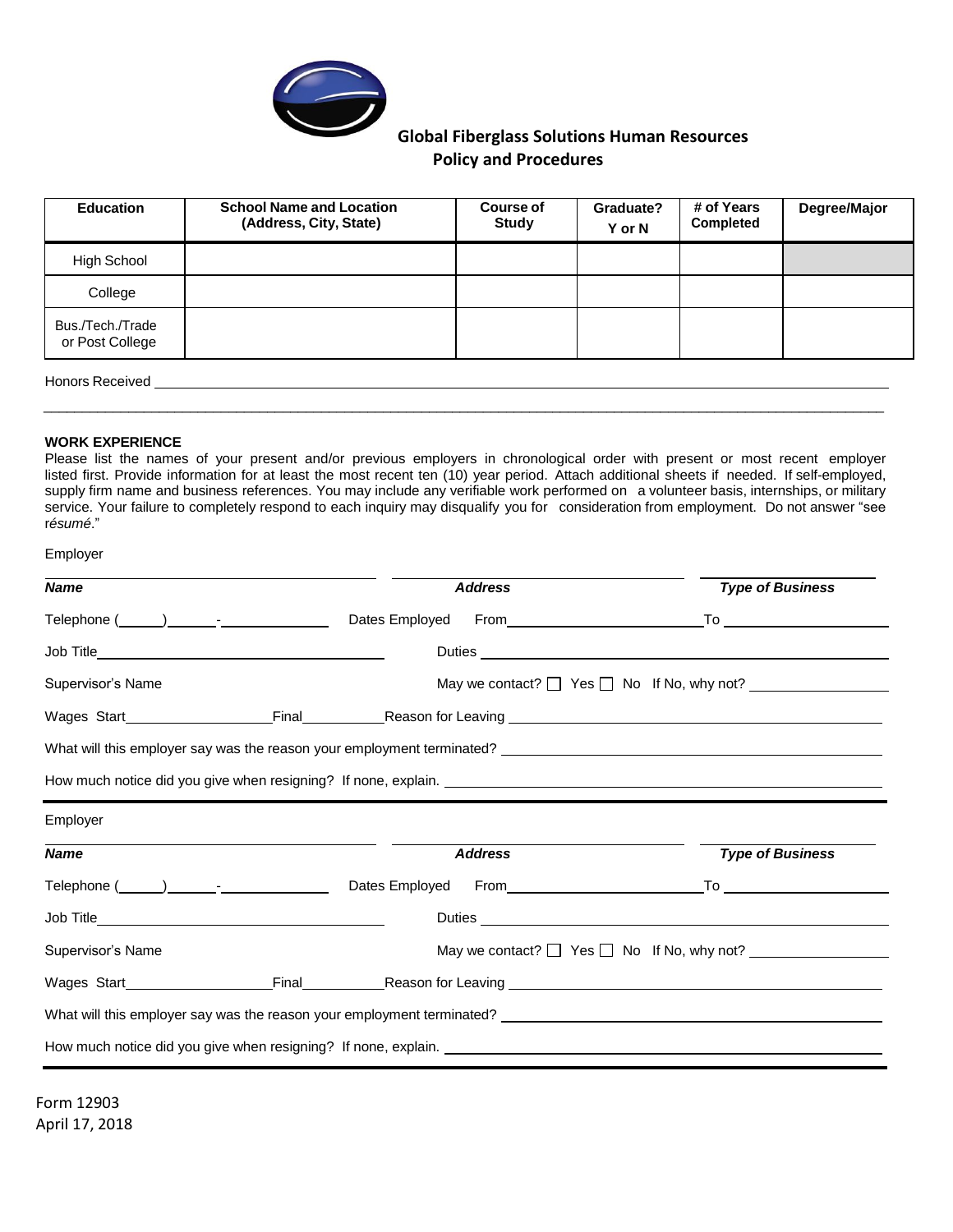**Global Fiberglass Solutions Human Resources Policy and Procedures**

| Education | School Name and Location (Address, City, State) | Course of Study | Graduate? Y or N | # of Years Completed | Degree/Major |
|---|---|---|---|---|---|
| High School | | | | | |
| College | | | | | |
| Bus./Tech./Trade or Post College | | | | | |

Honors Received ______________________________________________________________

______________________________________________________________________________

**WORK EXPERIENCE**

Please list the names of your present and/or previous employers in chronological order with present or most recent employer listed first. Provide information for at least the most recent ten (10) year period. Attach additional sheets if needed. If self-employed, supply firm name and business references. You may include any verifiable work performed on a volunteer basis, internships, or military service. Your failure to completely respond to each inquiry may disqualify you for consideration from employment. Do not answer "see r*ésumé*."

Employer

______________________ ______________________ ______________________
***Name*** ***Address*** ***Type of Business***

Telephone (\_\_\_\_\_) \_\_\_\_\_ - \_\_\_\_\_\_\_\_\_\_ Dates Employed From \_\_\_\_\_\_\_\_\_\_\_\_\_\_\_\_ To \_\_\_\_\_\_\_\_\_\_\_\_\_\_\_\_

Job Title \_\_\_\_\_\_\_\_\_\_\_\_\_\_\_\_\_\_\_\_\_\_\_\_ Duties \_\_\_\_\_\_\_\_\_\_\_\_\_\_\_\_\_\_\_\_\_\_\_\_\_\_\_\_\_\_\_\_

Supervisor's Name May we contact? ☐ Yes ☐ No If No, why not? \_\_\_\_\_\_\_\_\_\_\_\_\_\_\_\_

Wages Start \_\_\_\_\_\_\_\_\_\_\_\_ Final \_\_\_\_\_\_\_\_\_\_ Reason for Leaving \_\_\_\_\_\_\_\_\_\_\_\_\_\_\_\_\_\_\_\_\_\_\_\_\_\_\_\_

What will this employer say was the reason your employment terminated? \_\_\_\_\_\_\_\_\_\_\_\_\_\_\_\_\_\_\_\_\_\_\_\_\_\_\_\_

How much notice did you give when resigning? If none, explain. \_\_\_\_\_\_\_\_\_\_\_\_\_\_\_\_\_\_\_\_\_\_\_\_\_\_\_\_

---

Employer

______________________ ______________________ ______________________
***Name*** ***Address*** ***Type of Business***

Telephone (\_\_\_\_\_) \_\_\_\_\_ - \_\_\_\_\_\_\_\_\_\_ Dates Employed From \_\_\_\_\_\_\_\_\_\_\_\_\_\_\_\_ To \_\_\_\_\_\_\_\_\_\_\_\_\_\_\_\_

Job Title \_\_\_\_\_\_\_\_\_\_\_\_\_\_\_\_\_\_\_\_\_\_\_\_ Duties \_\_\_\_\_\_\_\_\_\_\_\_\_\_\_\_\_\_\_\_\_\_\_\_\_\_\_\_\_\_\_\_

Supervisor's Name May we contact? ☐ Yes ☐ No If No, why not? \_\_\_\_\_\_\_\_\_\_\_\_\_\_\_\_

Wages Start \_\_\_\_\_\_\_\_\_\_\_\_ Final \_\_\_\_\_\_\_\_\_\_ Reason for Leaving \_\_\_\_\_\_\_\_\_\_\_\_\_\_\_\_\_\_\_\_\_\_\_\_\_\_\_\_

What will this employer say was the reason your employment terminated? \_\_\_\_\_\_\_\_\_\_\_\_\_\_\_\_\_\_\_\_\_\_\_\_\_\_\_\_

How much notice did you give when resigning? If none, explain. \_\_\_\_\_\_\_\_\_\_\_\_\_\_\_\_\_\_\_\_\_\_\_\_\_\_\_\_

---

Form 12903
April 17, 2018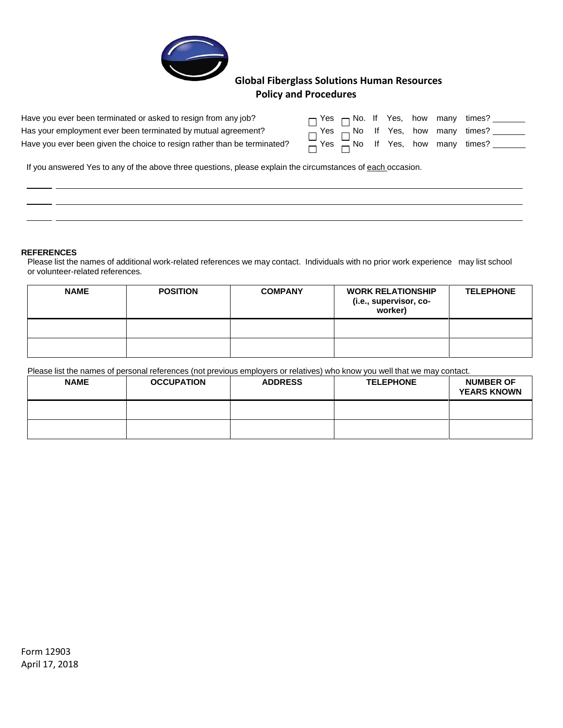**Global Fiberglass Solutions Human Resources Policy and Procedures**

Have you ever been terminated or asked to resign from any job? ☐ Yes ☐ No. If Yes, how many times? _______

Has your employment ever been terminated by mutual agreement? ☐ Yes ☐ No If Yes, how many times? _______

Have you ever been given the choice to resign rather than be terminated? ☐ Yes ☐ No If Yes, how many times? _______

If you answered Yes to any of the above three questions, please explain the circumstances of each occasion.

_____ ______________________________________________________________________________

_____ ______________________________________________________________________________

_____ ______________________________________________________________________________

**REFERENCES**

Please list the names of additional work-related references we may contact. Individuals with no prior work experience may list school or volunteer-related references.

| NAME | POSITION | COMPANY | WORK RELATIONSHIP (i.e., supervisor, co-worker) | TELEPHONE |
|---|---|---|---|---|
| | | | | |
| | | | | |

Please list the names of personal references (not previous employers or relatives) who know you well that we may contact.

| NAME | OCCUPATION | ADDRESS | TELEPHONE | NUMBER OF YEARS KNOWN |
|---|---|---|---|---|
| | | | | |
| | | | | |

Form 12903
April 17, 2018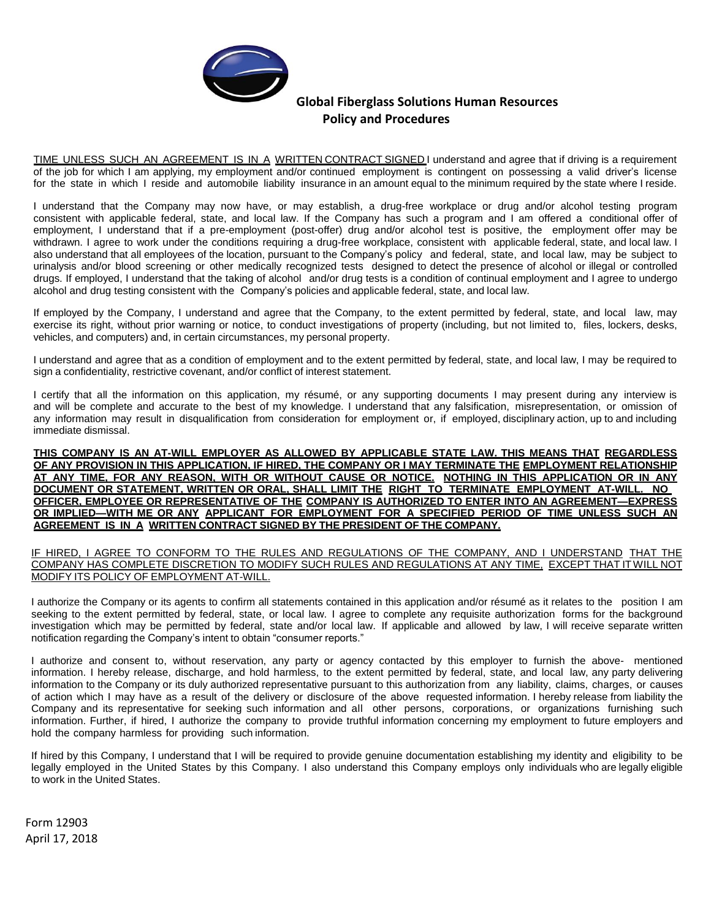**Global Fiberglass Solutions Human Resources Policy and Procedures**

TIME UNLESS SUCH AN AGREEMENT IS IN A WRITTEN CONTRACT SIGNED I understand and agree that if driving is a requirement of the job for which I am applying, my employment and/or continued employment is contingent on possessing a valid driver's license for the state in which I reside and automobile liability insurance in an amount equal to the minimum required by the state where I reside.

I understand that the Company may now have, or may establish, a drug-free workplace or drug and/or alcohol testing program consistent with applicable federal, state, and local law. If the Company has such a program and I am offered a conditional offer of employment, I understand that if a pre-employment (post-offer) drug and/or alcohol test is positive, the employment offer may be withdrawn. I agree to work under the conditions requiring a drug-free workplace, consistent with applicable federal, state, and local law. I also understand that all employees of the location, pursuant to the Company's policy and federal, state, and local law, may be subject to urinalysis and/or blood screening or other medically recognized tests designed to detect the presence of alcohol or illegal or controlled drugs. If employed, I understand that the taking of alcohol and/or drug tests is a condition of continual employment and I agree to undergo alcohol and drug testing consistent with the Company's policies and applicable federal, state, and local law.

If employed by the Company, I understand and agree that the Company, to the extent permitted by federal, state, and local law, may exercise its right, without prior warning or notice, to conduct investigations of property (including, but not limited to, files, lockers, desks, vehicles, and computers) and, in certain circumstances, my personal property.

I understand and agree that as a condition of employment and to the extent permitted by federal, state, and local law, I may be required to sign a confidentiality, restrictive covenant, and/or conflict of interest statement.

I certify that all the information on this application, my résumé, or any supporting documents I may present during any interview is and will be complete and accurate to the best of my knowledge. I understand that any falsification, misrepresentation, or omission of any information may result in disqualification from consideration for employment or, if employed, disciplinary action, up to and including immediate dismissal.

**THIS COMPANY IS AN AT-WILL EMPLOYER AS ALLOWED BY APPLICABLE STATE LAW. THIS MEANS THAT REGARDLESS OF ANY PROVISION IN THIS APPLICATION, IF HIRED, THE COMPANY OR I MAY TERMINATE THE EMPLOYMENT RELATIONSHIP AT ANY TIME, FOR ANY REASON, WITH OR WITHOUT CAUSE OR NOTICE. NOTHING IN THIS APPLICATION OR IN ANY DOCUMENT OR STATEMENT, WRITTEN OR ORAL, SHALL LIMIT THE RIGHT TO TERMINATE EMPLOYMENT AT-WILL. NO OFFICER, EMPLOYEE OR REPRESENTATIVE OF THE COMPANY IS AUTHORIZED TO ENTER INTO AN AGREEMENT—EXPRESS OR IMPLIED—WITH ME OR ANY APPLICANT FOR EMPLOYMENT FOR A SPECIFIED PERIOD OF TIME UNLESS SUCH AN AGREEMENT IS IN A WRITTEN CONTRACT SIGNED BY THE PRESIDENT OF THE COMPANY.**

IF HIRED, I AGREE TO CONFORM TO THE RULES AND REGULATIONS OF THE COMPANY, AND I UNDERSTAND THAT THE COMPANY HAS COMPLETE DISCRETION TO MODIFY SUCH RULES AND REGULATIONS AT ANY TIME, EXCEPT THAT IT WILL NOT MODIFY ITS POLICY OF EMPLOYMENT AT-WILL.

I authorize the Company or its agents to confirm all statements contained in this application and/or résumé as it relates to the position I am seeking to the extent permitted by federal, state, or local law. I agree to complete any requisite authorization forms for the background investigation which may be permitted by federal, state and/or local law. If applicable and allowed by law, I will receive separate written notification regarding the Company's intent to obtain "consumer reports."

I authorize and consent to, without reservation, any party or agency contacted by this employer to furnish the above- mentioned information. I hereby release, discharge, and hold harmless, to the extent permitted by federal, state, and local law, any party delivering information to the Company or its duly authorized representative pursuant to this authorization from any liability, claims, charges, or causes of action which I may have as a result of the delivery or disclosure of the above requested information. I hereby release from liability the Company and its representative for seeking such information and all other persons, corporations, or organizations furnishing such information. Further, if hired, I authorize the company to provide truthful information concerning my employment to future employers and hold the company harmless for providing such information.

If hired by this Company, I understand that I will be required to provide genuine documentation establishing my identity and eligibility to be legally employed in the United States by this Company. I also understand this Company employs only individuals who are legally eligible to work in the United States.

Form 12903
April 17, 2018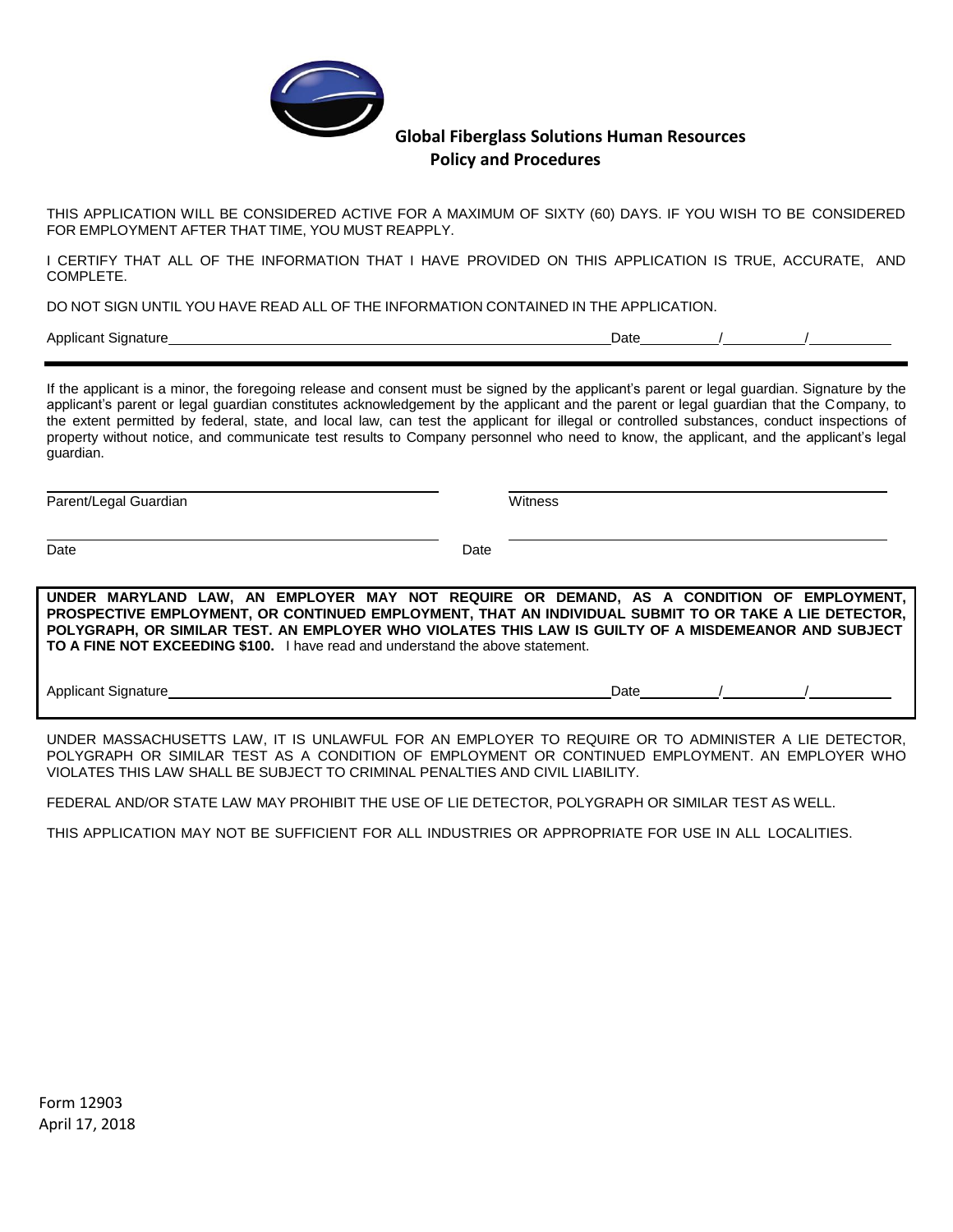**Global Fiberglass Solutions Human Resources Policy and Procedures**

THIS APPLICATION WILL BE CONSIDERED ACTIVE FOR A MAXIMUM OF SIXTY (60) DAYS. IF YOU WISH TO BE CONSIDERED FOR EMPLOYMENT AFTER THAT TIME, YOU MUST REAPPLY.

I CERTIFY THAT ALL OF THE INFORMATION THAT I HAVE PROVIDED ON THIS APPLICATION IS TRUE, ACCURATE, AND COMPLETE.

DO NOT SIGN UNTIL YOU HAVE READ ALL OF THE INFORMATION CONTAINED IN THE APPLICATION.

Applicant Signature\_\_\_\_\_\_\_\_\_\_\_\_\_\_\_\_\_\_\_\_\_\_\_\_\_\_\_\_\_\_\_\_\_\_\_\_\_\_\_\_ Date\_\_\_\_\_\_/\_\_\_\_\_\_/\_\_\_\_\_\_

---

If the applicant is a minor, the foregoing release and consent must be signed by the applicant's parent or legal guardian. Signature by the applicant's parent or legal guardian constitutes acknowledgement by the applicant and the parent or legal guardian that the Company, to the extent permitted by federal, state, and local law, can test the applicant for illegal or controlled substances, conduct inspections of property without notice, and communicate test results to Company personnel who need to know, the applicant, and the applicant's legal guardian.

\_\_\_\_\_\_\_\_\_\_\_\_\_\_\_\_\_\_\_\_\_\_\_\_\_\_\_\_\_\_\_\_ \_\_\_\_\_\_\_\_\_\_\_\_\_\_\_\_\_\_\_\_\_\_\_\_\_\_\_\_\_\_\_\_
Parent/Legal Guardian Witness

\_\_\_\_\_\_\_\_\_\_\_\_\_\_\_\_\_\_\_\_\_\_\_\_\_\_\_\_\_\_\_\_ \_\_\_\_\_\_\_\_\_\_\_\_\_\_\_\_\_\_\_\_\_\_\_\_\_\_\_\_\_\_\_\_
Date Date

**UNDER MARYLAND LAW, AN EMPLOYER MAY NOT REQUIRE OR DEMAND, AS A CONDITION OF EMPLOYMENT, PROSPECTIVE EMPLOYMENT, OR CONTINUED EMPLOYMENT, THAT AN INDIVIDUAL SUBMIT TO OR TAKE A LIE DETECTOR, POLYGRAPH, OR SIMILAR TEST. AN EMPLOYER WHO VIOLATES THIS LAW IS GUILTY OF A MISDEMEANOR AND SUBJECT TO A FINE NOT EXCEEDING $100.** I have read and understand the above statement.

Applicant Signature\_\_\_\_\_\_\_\_\_\_\_\_\_\_\_\_\_\_\_\_\_\_\_\_\_\_\_\_\_\_\_\_\_\_\_\_\_\_\_\_ Date\_\_\_\_\_\_/\_\_\_\_\_\_/\_\_\_\_\_\_

UNDER MASSACHUSETTS LAW, IT IS UNLAWFUL FOR AN EMPLOYER TO REQUIRE OR TO ADMINISTER A LIE DETECTOR, POLYGRAPH OR SIMILAR TEST AS A CONDITION OF EMPLOYMENT OR CONTINUED EMPLOYMENT. AN EMPLOYER WHO VIOLATES THIS LAW SHALL BE SUBJECT TO CRIMINAL PENALTIES AND CIVIL LIABILITY.

FEDERAL AND/OR STATE LAW MAY PROHIBIT THE USE OF LIE DETECTOR, POLYGRAPH OR SIMILAR TEST AS WELL.

THIS APPLICATION MAY NOT BE SUFFICIENT FOR ALL INDUSTRIES OR APPROPRIATE FOR USE IN ALL LOCALITIES.

Form 12903
April 17, 2018